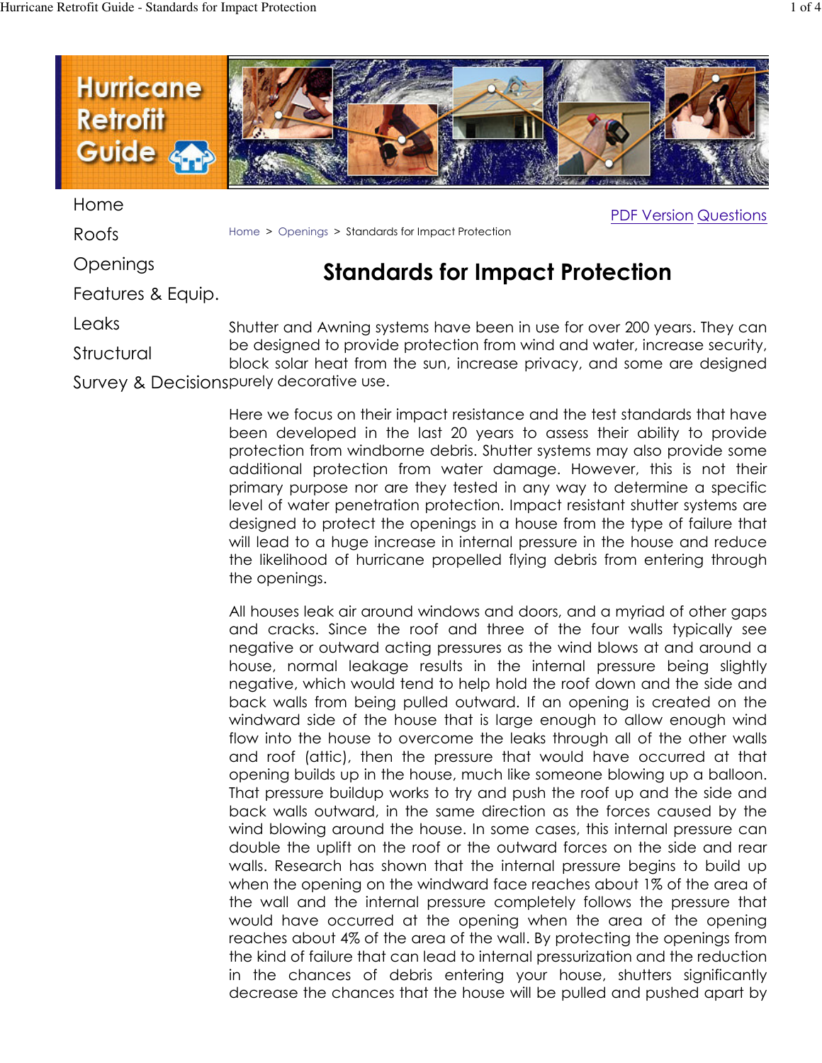Home
Roofs
Openings
Features & Equip.
Leaks
Structural
Survey & Decisions

PDF Version Questions

Home > Openings > Standards for Impact Protection

# Standards for Impact Protection

Shutter and Awning systems have been in use for over 200 years. They can be designed to provide protection from wind and water, increase security, block solar heat from the sun, increase privacy, and some are designed purely decorative use.

Here we focus on their impact resistance and the test standards that have been developed in the last 20 years to assess their ability to provide protection from windborne debris. Shutter systems may also provide some additional protection from water damage. However, this is not their primary purpose nor are they tested in any way to determine a specific level of water penetration protection. Impact resistant shutter systems are designed to protect the openings in a house from the type of failure that will lead to a huge increase in internal pressure in the house and reduce the likelihood of hurricane propelled flying debris from entering through the openings.

All houses leak air around windows and doors, and a myriad of other gaps and cracks. Since the roof and three of the four walls typically see negative or outward acting pressures as the wind blows at and around a house, normal leakage results in the internal pressure being slightly negative, which would tend to help hold the roof down and the side and back walls from being pulled outward. If an opening is created on the windward side of the house that is large enough to allow enough wind flow into the house to overcome the leaks through all of the other walls and roof (attic), then the pressure that would have occurred at that opening builds up in the house, much like someone blowing up a balloon. That pressure buildup works to try and push the roof up and the side and back walls outward, in the same direction as the forces caused by the wind blowing around the house. In some cases, this internal pressure can double the uplift on the roof or the outward forces on the side and rear walls. Research has shown that the internal pressure begins to build up when the opening on the windward face reaches about 1% of the area of the wall and the internal pressure completely follows the pressure that would have occurred at the opening when the area of the opening reaches about 4% of the area of the wall. By protecting the openings from the kind of failure that can lead to internal pressurization and the reduction in the chances of debris entering your house, shutters significantly decrease the chances that the house will be pulled and pushed apart by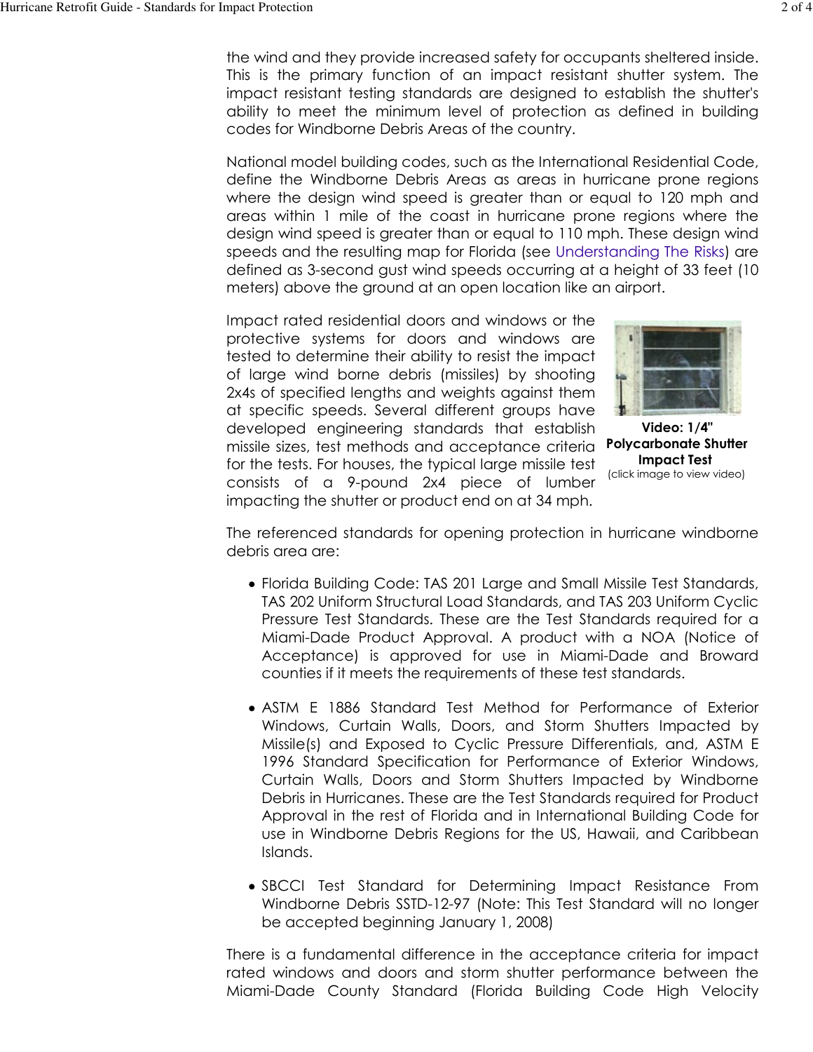the wind and they provide increased safety for occupants sheltered inside. This is the primary function of an impact resistant shutter system. The impact resistant testing standards are designed to establish the shutter's ability to meet the minimum level of protection as defined in building codes for Windborne Debris Areas of the country.

National model building codes, such as the International Residential Code, define the Windborne Debris Areas as areas in hurricane prone regions where the design wind speed is greater than or equal to 120 mph and areas within 1 mile of the coast in hurricane prone regions where the design wind speed is greater than or equal to 110 mph. These design wind speeds and the resulting map for Florida (see Understanding The Risks) are defined as 3-second gust wind speeds occurring at a height of 33 feet (10 meters) above the ground at an open location like an airport.

Impact rated residential doors and windows or the protective systems for doors and windows are tested to determine their ability to resist the impact of large wind borne debris (missiles) by shooting 2x4s of specified lengths and weights against them at specific speeds. Several different groups have developed engineering standards that establish missile sizes, test methods and acceptance criteria for the tests. For houses, the typical large missile test consists of a 9-pound 2x4 piece of lumber impacting the shutter or product end on at 34 mph.

**Video: 1/4" Polycarbonate Shutter Impact Test**
(click image to view video)

The referenced standards for opening protection in hurricane windborne debris area are:

- Florida Building Code: TAS 201 Large and Small Missile Test Standards, TAS 202 Uniform Structural Load Standards, and TAS 203 Uniform Cyclic Pressure Test Standards. These are the Test Standards required for a Miami-Dade Product Approval. A product with a NOA (Notice of Acceptance) is approved for use in Miami-Dade and Broward counties if it meets the requirements of these test standards.
- ASTM E 1886 Standard Test Method for Performance of Exterior Windows, Curtain Walls, Doors, and Storm Shutters Impacted by Missile(s) and Exposed to Cyclic Pressure Differentials, and, ASTM E 1996 Standard Specification for Performance of Exterior Windows, Curtain Walls, Doors and Storm Shutters Impacted by Windborne Debris in Hurricanes. These are the Test Standards required for Product Approval in the rest of Florida and in International Building Code for use in Windborne Debris Regions for the US, Hawaii, and Caribbean Islands.
- SBCCI Test Standard for Determining Impact Resistance From Windborne Debris SSTD-12-97 (Note: This Test Standard will no longer be accepted beginning January 1, 2008)

There is a fundamental difference in the acceptance criteria for impact rated windows and doors and storm shutter performance between the Miami-Dade County Standard (Florida Building Code High Velocity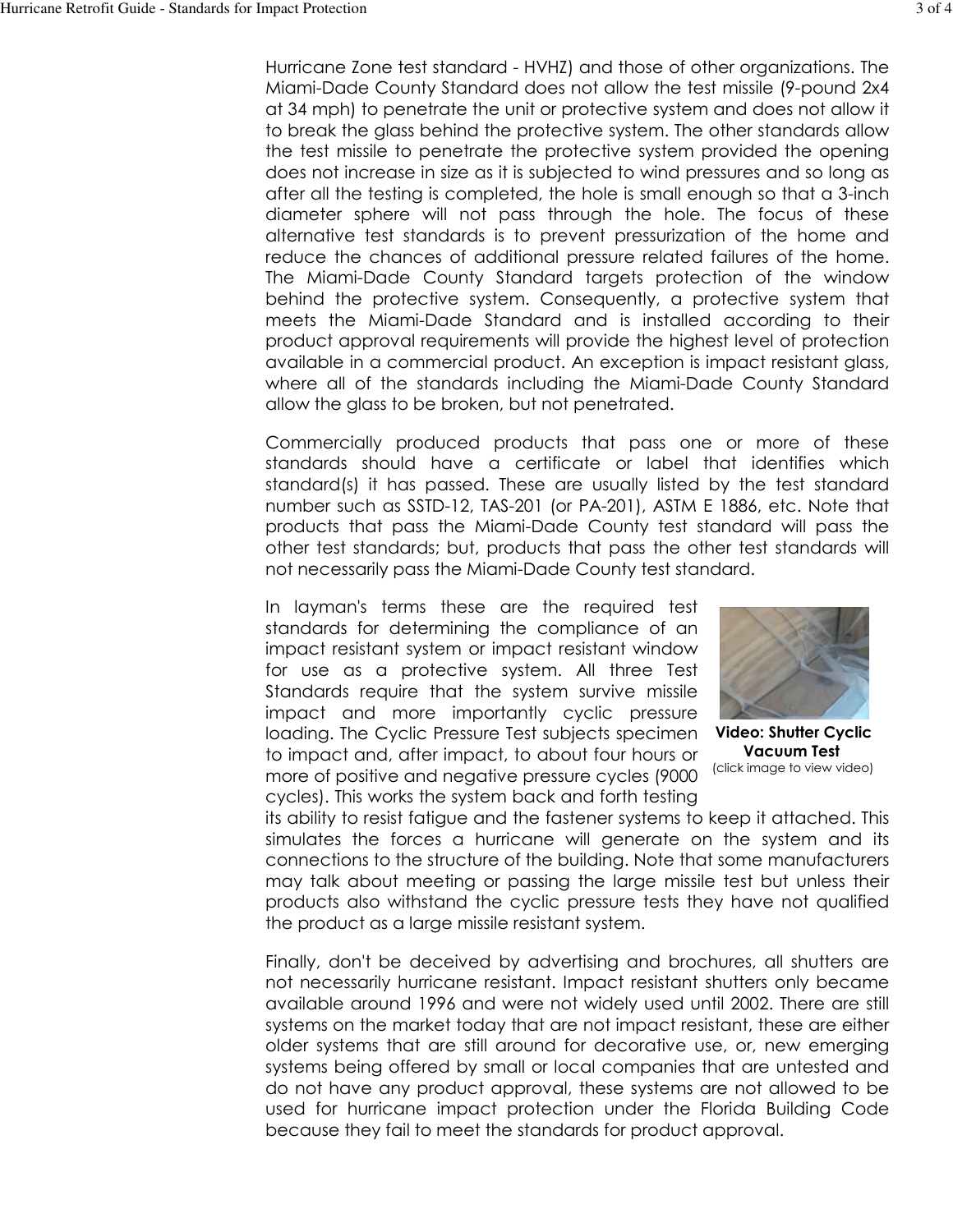Hurricane Zone test standard - HVHZ) and those of other organizations. The Miami-Dade County Standard does not allow the test missile (9-pound 2x4 at 34 mph) to penetrate the unit or protective system and does not allow it to break the glass behind the protective system. The other standards allow the test missile to penetrate the protective system provided the opening does not increase in size as it is subjected to wind pressures and so long as after all the testing is completed, the hole is small enough so that a 3-inch diameter sphere will not pass through the hole. The focus of these alternative test standards is to prevent pressurization of the home and reduce the chances of additional pressure related failures of the home. The Miami-Dade County Standard targets protection of the window behind the protective system. Consequently, a protective system that meets the Miami-Dade Standard and is installed according to their product approval requirements will provide the highest level of protection available in a commercial product. An exception is impact resistant glass, where all of the standards including the Miami-Dade County Standard allow the glass to be broken, but not penetrated.

Commercially produced products that pass one or more of these standards should have a certificate or label that identifies which standard(s) it has passed. These are usually listed by the test standard number such as SSTD-12, TAS-201 (or PA-201), ASTM E 1886, etc. Note that products that pass the Miami-Dade County test standard will pass the other test standards; but, products that pass the other test standards will not necessarily pass the Miami-Dade County test standard.

In layman's terms these are the required test standards for determining the compliance of an impact resistant system or impact resistant window for use as a protective system. All three Test Standards require that the system survive missile impact and more importantly cyclic pressure loading. The Cyclic Pressure Test subjects specimen to impact and, after impact, to about four hours or more of positive and negative pressure cycles (9000 cycles). This works the system back and forth testing its ability to resist fatigue and the fastener systems to keep it attached. This simulates the forces a hurricane will generate on the system and its connections to the structure of the building. Note that some manufacturers may talk about meeting or passing the large missile test but unless their products also withstand the cyclic pressure tests they have not qualified the product as a large missile resistant system.

**Video: Shutter Cyclic Vacuum Test**
(click image to view video)

Finally, don't be deceived by advertising and brochures, all shutters are not necessarily hurricane resistant. Impact resistant shutters only became available around 1996 and were not widely used until 2002. There are still systems on the market today that are not impact resistant, these are either older systems that are still around for decorative use, or, new emerging systems being offered by small or local companies that are untested and do not have any product approval, these systems are not allowed to be used for hurricane impact protection under the Florida Building Code because they fail to meet the standards for product approval.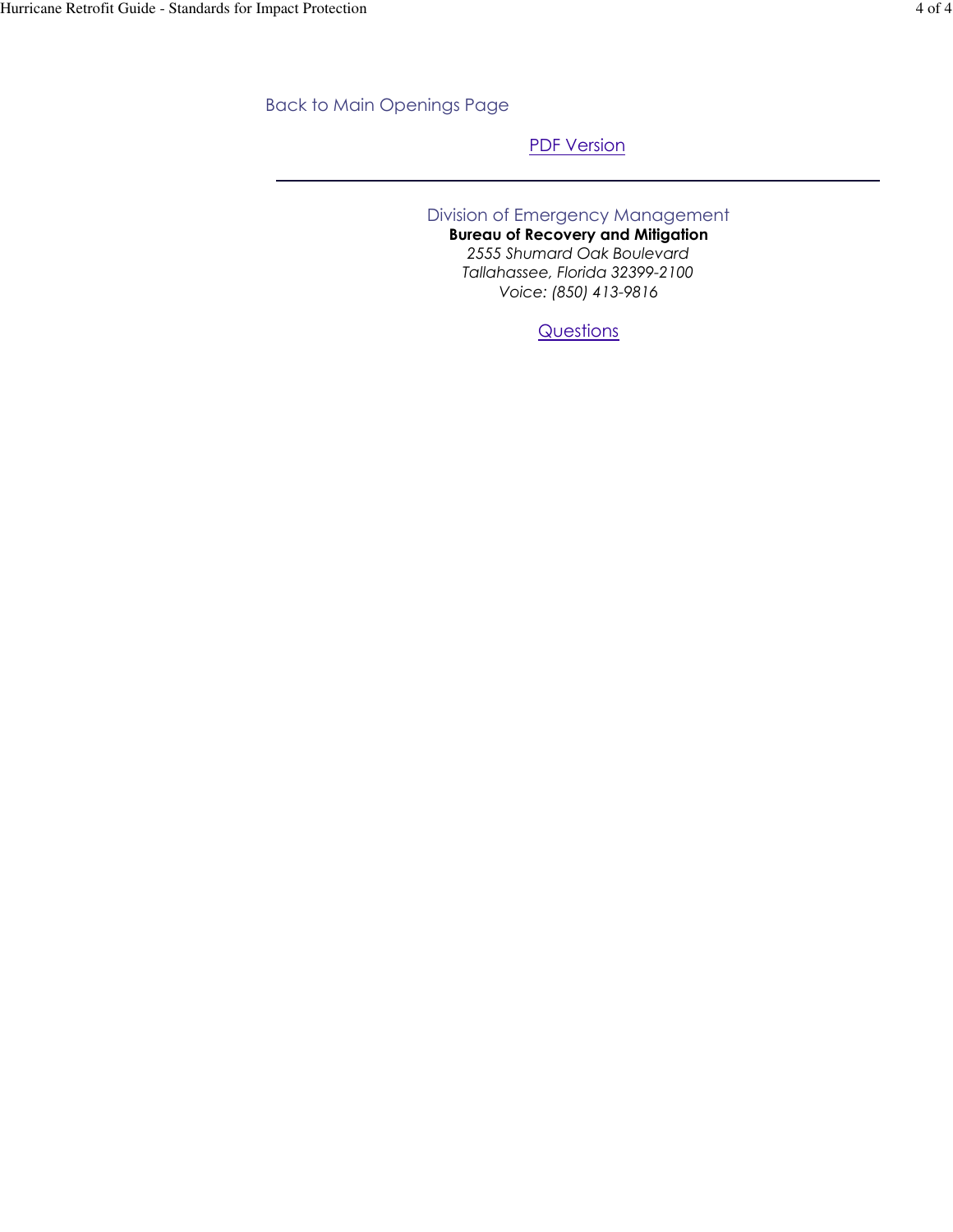Back to Main Openings Page

PDF Version

---

Division of Emergency Management
**Bureau of Recovery and Mitigation**
*2555 Shumard Oak Boulevard*
*Tallahassee, Florida 32399-2100*
*Voice: (850) 413-9816*

Questions